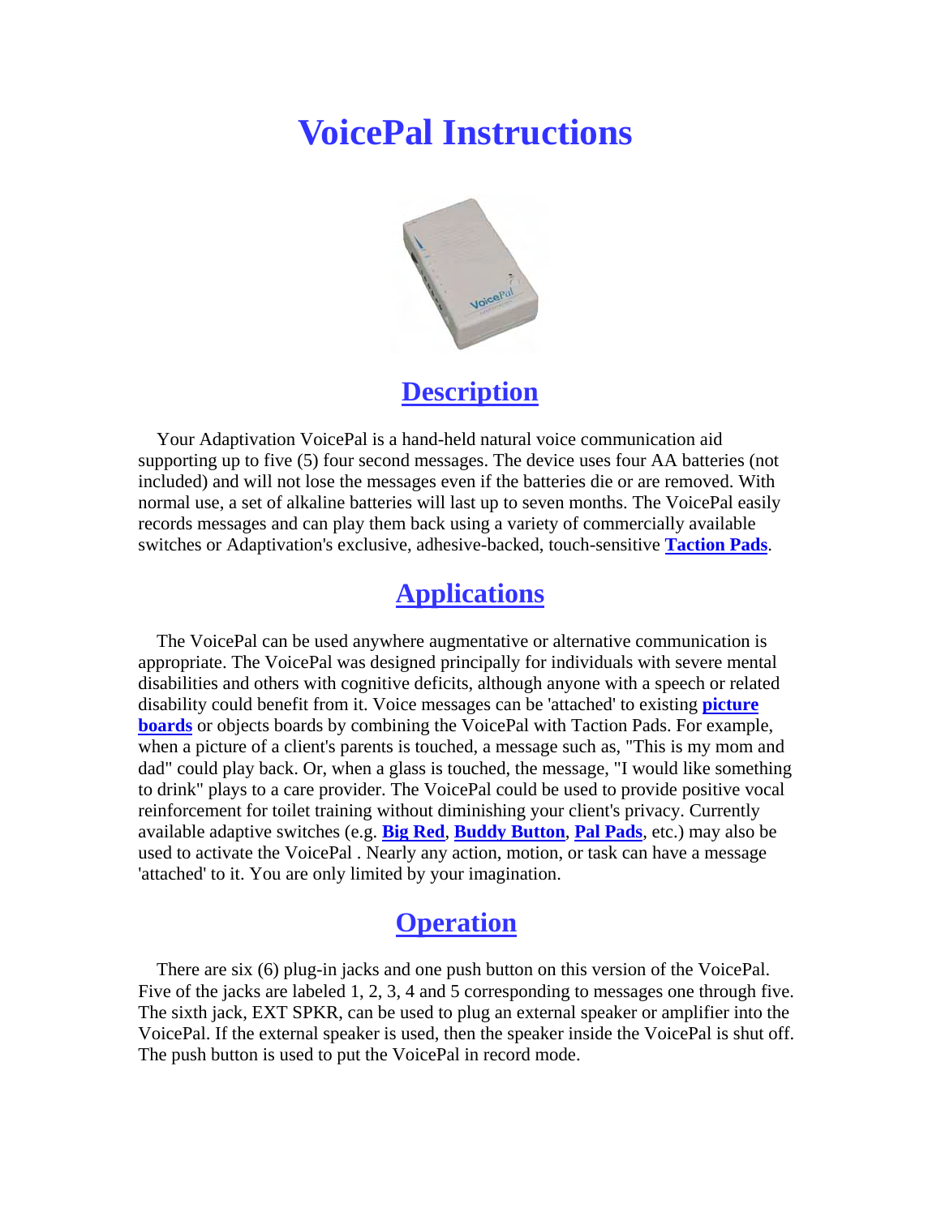# VoicePal Instructions

## Description

Your Adaptivation VoicePal is a hand-held natural voice communication aid supporting up to five (5) four second messages. The device uses four AA batteries (not included) and will not lose the messages even if the batteries die or are removed. With normal use, a set of alkaline batteries will last up to seven months. The VoicePal easily records messages and can play them back using a variety of commercially available switches or Adaptivation's exclusive, adhesive-backed, touch-sensitive **Taction Pads**.

## Applications

The VoicePal can be used anywhere augmentative or alternative communication is appropriate. The VoicePal was designed principally for individuals with severe mental disabilities and others with cognitive deficits, although anyone with a speech or related disability could benefit from it. Voice messages can be 'attached' to existing **picture boards** or objects boards by combining the VoicePal with Taction Pads. For example, when a picture of a client's parents is touched, a message such as, "This is my mom and dad" could play back. Or, when a glass is touched, the message, "I would like something to drink" plays to a care provider. The VoicePal could be used to provide positive vocal reinforcement for toilet training without diminishing your client's privacy. Currently available adaptive switches (e.g. **Big Red**, **Buddy Button**, **Pal Pads**, etc.) may also be used to activate the VoicePal . Nearly any action, motion, or task can have a message 'attached' to it. You are only limited by your imagination.

## Operation

There are six (6) plug-in jacks and one push button on this version of the VoicePal. Five of the jacks are labeled 1, 2, 3, 4 and 5 corresponding to messages one through five. The sixth jack, EXT SPKR, can be used to plug an external speaker or amplifier into the VoicePal. If the external speaker is used, then the speaker inside the VoicePal is shut off. The push button is used to put the VoicePal in record mode.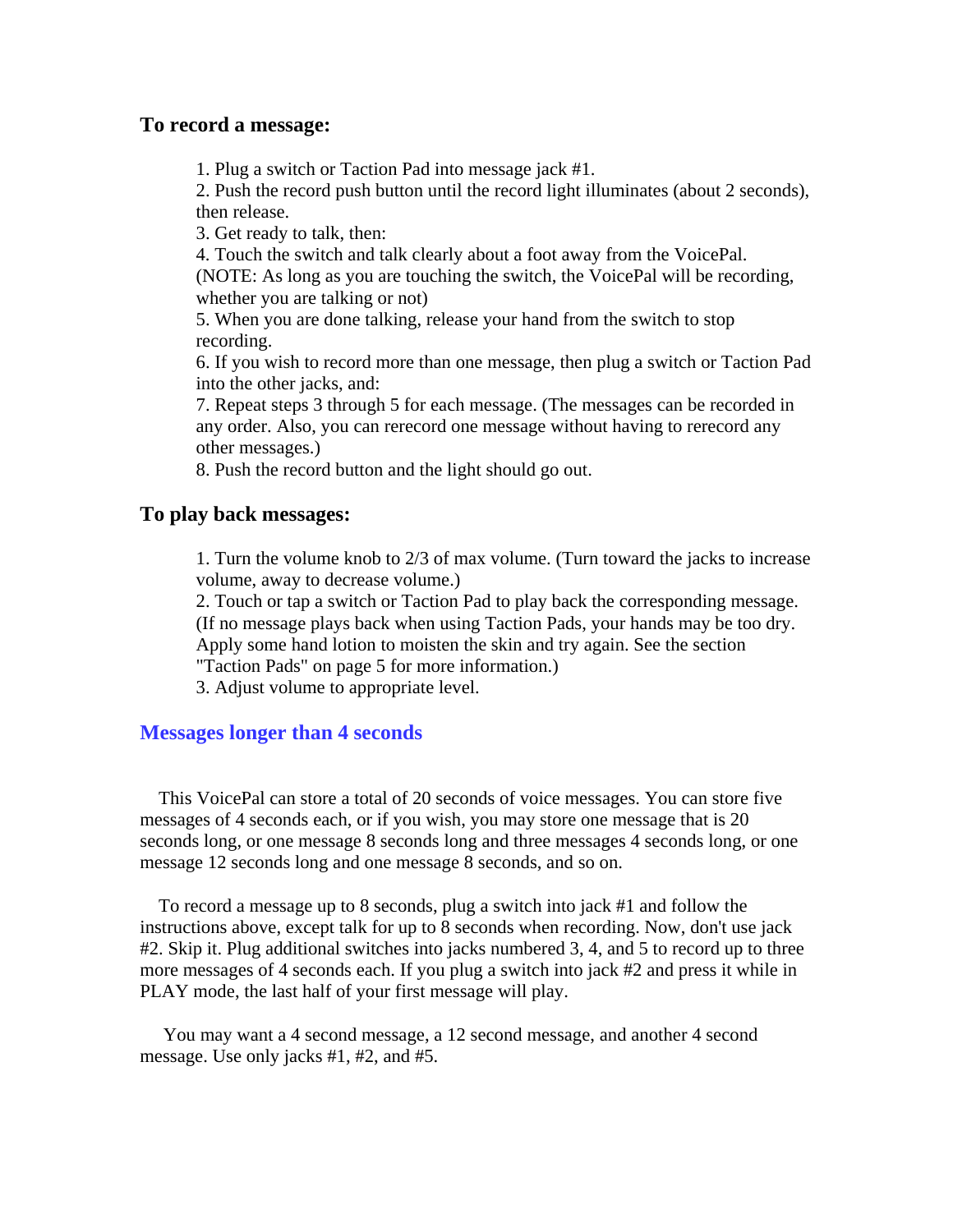## To record a message:

1. Plug a switch or Taction Pad into message jack #1.
2. Push the record push button until the record light illuminates (about 2 seconds), then release.
3. Get ready to talk, then:
4. Touch the switch and talk clearly about a foot away from the VoicePal. (NOTE: As long as you are touching the switch, the VoicePal will be recording, whether you are talking or not)
5. When you are done talking, release your hand from the switch to stop recording.
6. If you wish to record more than one message, then plug a switch or Taction Pad into the other jacks, and:
7. Repeat steps 3 through 5 for each message. (The messages can be recorded in any order. Also, you can rerecord one message without having to rerecord any other messages.)
8. Push the record button and the light should go out.

## To play back messages:

1. Turn the volume knob to 2/3 of max volume. (Turn toward the jacks to increase volume, away to decrease volume.)
2. Touch or tap a switch or Taction Pad to play back the corresponding message. (If no message plays back when using Taction Pads, your hands may be too dry. Apply some hand lotion to moisten the skin and try again. See the section "Taction Pads" on page 5 for more information.)
3. Adjust volume to appropriate level.

## Messages longer than 4 seconds

This VoicePal can store a total of 20 seconds of voice messages. You can store five messages of 4 seconds each, or if you wish, you may store one message that is 20 seconds long, or one message 8 seconds long and three messages 4 seconds long, or one message 12 seconds long and one message 8 seconds, and so on.

To record a message up to 8 seconds, plug a switch into jack #1 and follow the instructions above, except talk for up to 8 seconds when recording. Now, don't use jack #2. Skip it. Plug additional switches into jacks numbered 3, 4, and 5 to record up to three more messages of 4 seconds each. If you plug a switch into jack #2 and press it while in PLAY mode, the last half of your first message will play.

You may want a 4 second message, a 12 second message, and another 4 second message. Use only jacks #1, #2, and #5.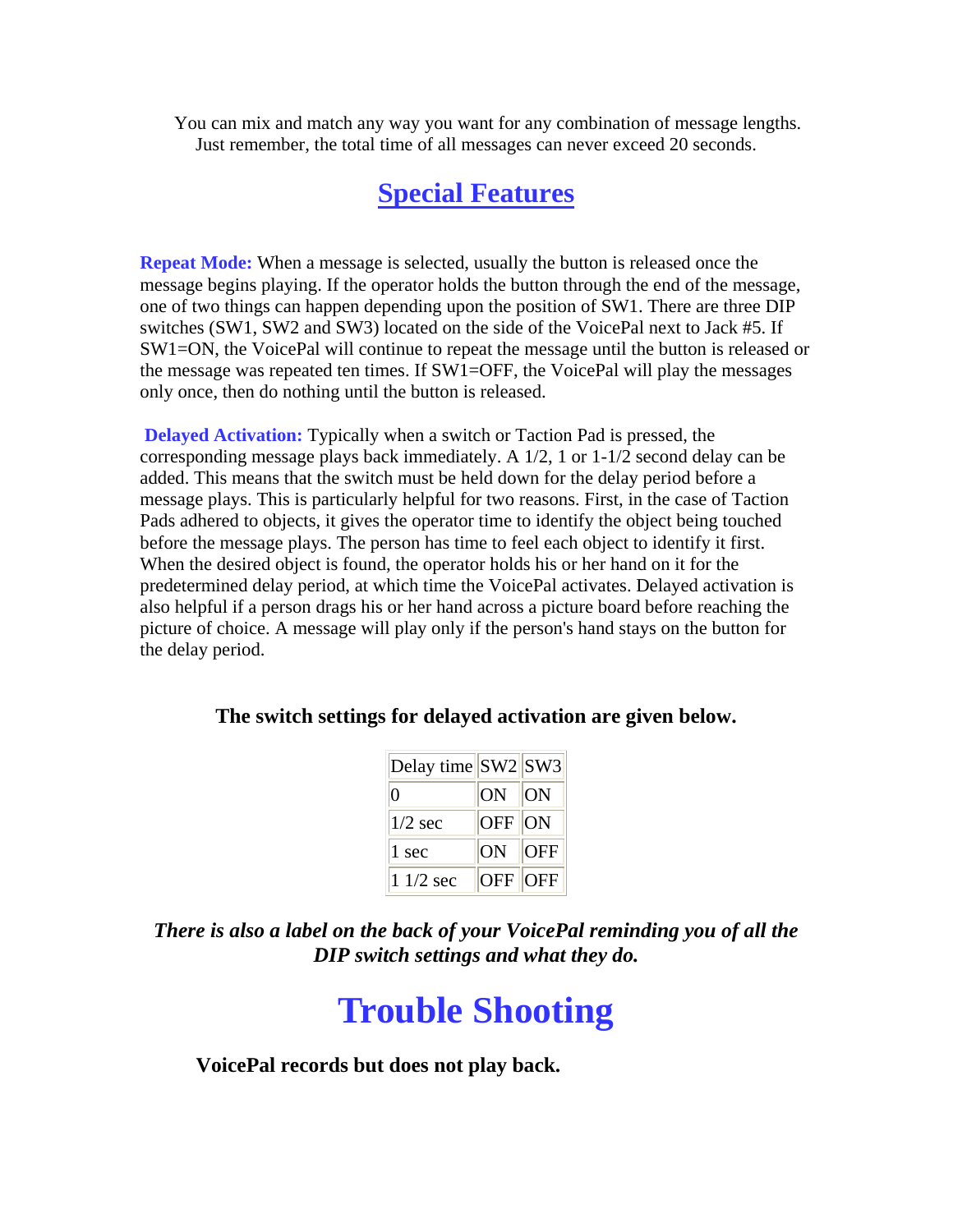You can mix and match any way you want for any combination of message lengths. Just remember, the total time of all messages can never exceed 20 seconds.

## Special Features

**Repeat Mode:** When a message is selected, usually the button is released once the message begins playing. If the operator holds the button through the end of the message, one of two things can happen depending upon the position of SW1. There are three DIP switches (SW1, SW2 and SW3) located on the side of the VoicePal next to Jack #5. If SW1=ON, the VoicePal will continue to repeat the message until the button is released or the message was repeated ten times. If SW1=OFF, the VoicePal will play the messages only once, then do nothing until the button is released.

**Delayed Activation:** Typically when a switch or Taction Pad is pressed, the corresponding message plays back immediately. A 1/2, 1 or 1-1/2 second delay can be added. This means that the switch must be held down for the delay period before a message plays. This is particularly helpful for two reasons. First, in the case of Taction Pads adhered to objects, it gives the operator time to identify the object being touched before the message plays. The person has time to feel each object to identify it first. When the desired object is found, the operator holds his or her hand on it for the predetermined delay period, at which time the VoicePal activates. Delayed activation is also helpful if a person drags his or her hand across a picture board before reaching the picture of choice. A message will play only if the person's hand stays on the button for the delay period.

**The switch settings for delayed activation are given below.**

| Delay time | SW2 | SW3 |
|---|---|---|
| 0 | ON | ON |
| 1/2 sec | OFF | ON |
| 1 sec | ON | OFF |
| 1 1/2 sec | OFF | OFF |

***There is also a label on the back of your VoicePal reminding you of all the DIP switch settings and what they do.***

# Trouble Shooting

**VoicePal records but does not play back.**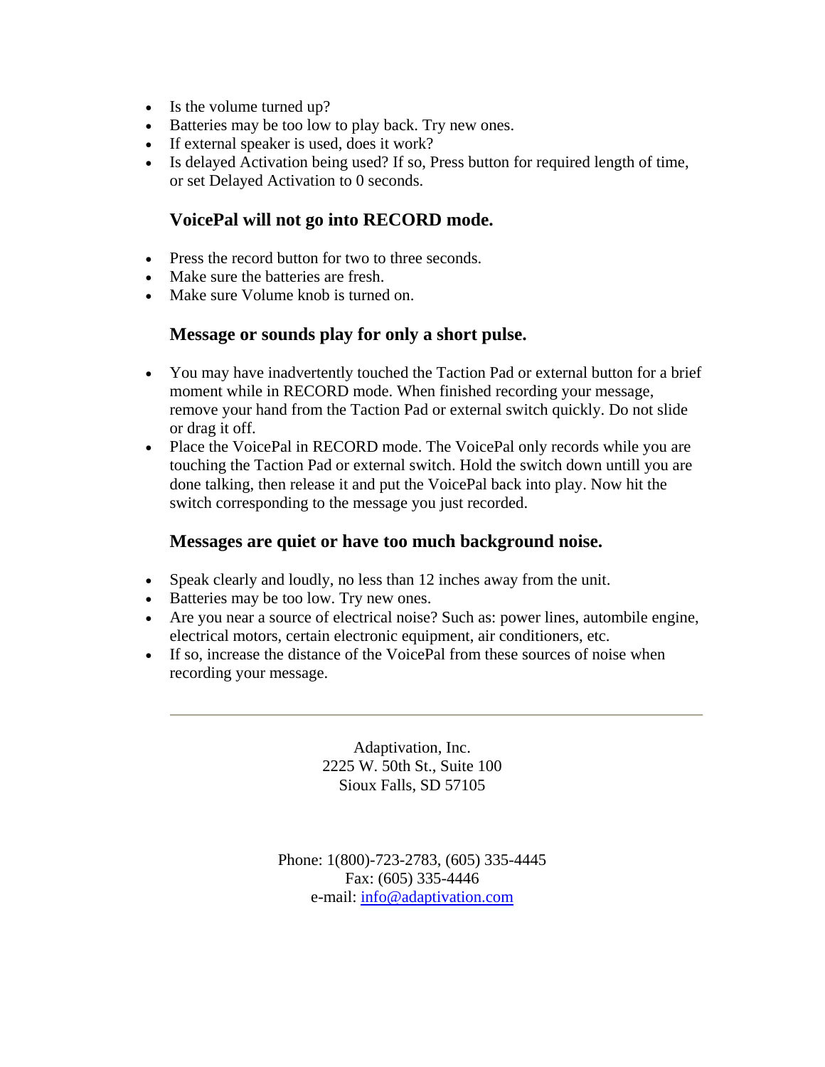- Is the volume turned up?
- Batteries may be too low to play back. Try new ones.
- If external speaker is used, does it work?
- Is delayed Activation being used? If so, Press button for required length of time, or set Delayed Activation to 0 seconds.

### VoicePal will not go into RECORD mode.

- Press the record button for two to three seconds.
- Make sure the batteries are fresh.
- Make sure Volume knob is turned on.

### Message or sounds play for only a short pulse.

- You may have inadvertently touched the Taction Pad or external button for a brief moment while in RECORD mode. When finished recording your message, remove your hand from the Taction Pad or external switch quickly. Do not slide or drag it off.
- Place the VoicePal in RECORD mode. The VoicePal only records while you are touching the Taction Pad or external switch. Hold the switch down untill you are done talking, then release it and put the VoicePal back into play. Now hit the switch corresponding to the message you just recorded.

### Messages are quiet or have too much background noise.

- Speak clearly and loudly, no less than 12 inches away from the unit.
- Batteries may be too low. Try new ones.
- Are you near a source of electrical noise? Such as: power lines, autombile engine, electrical motors, certain electronic equipment, air conditioners, etc.
- If so, increase the distance of the VoicePal from these sources of noise when recording your message.

---

Adaptivation, Inc.
2225 W. 50th St., Suite 100
Sioux Falls, SD 57105

Phone: 1(800)-723-2783, (605) 335-4445
Fax: (605) 335-4446
e-mail: info@adaptivation.com